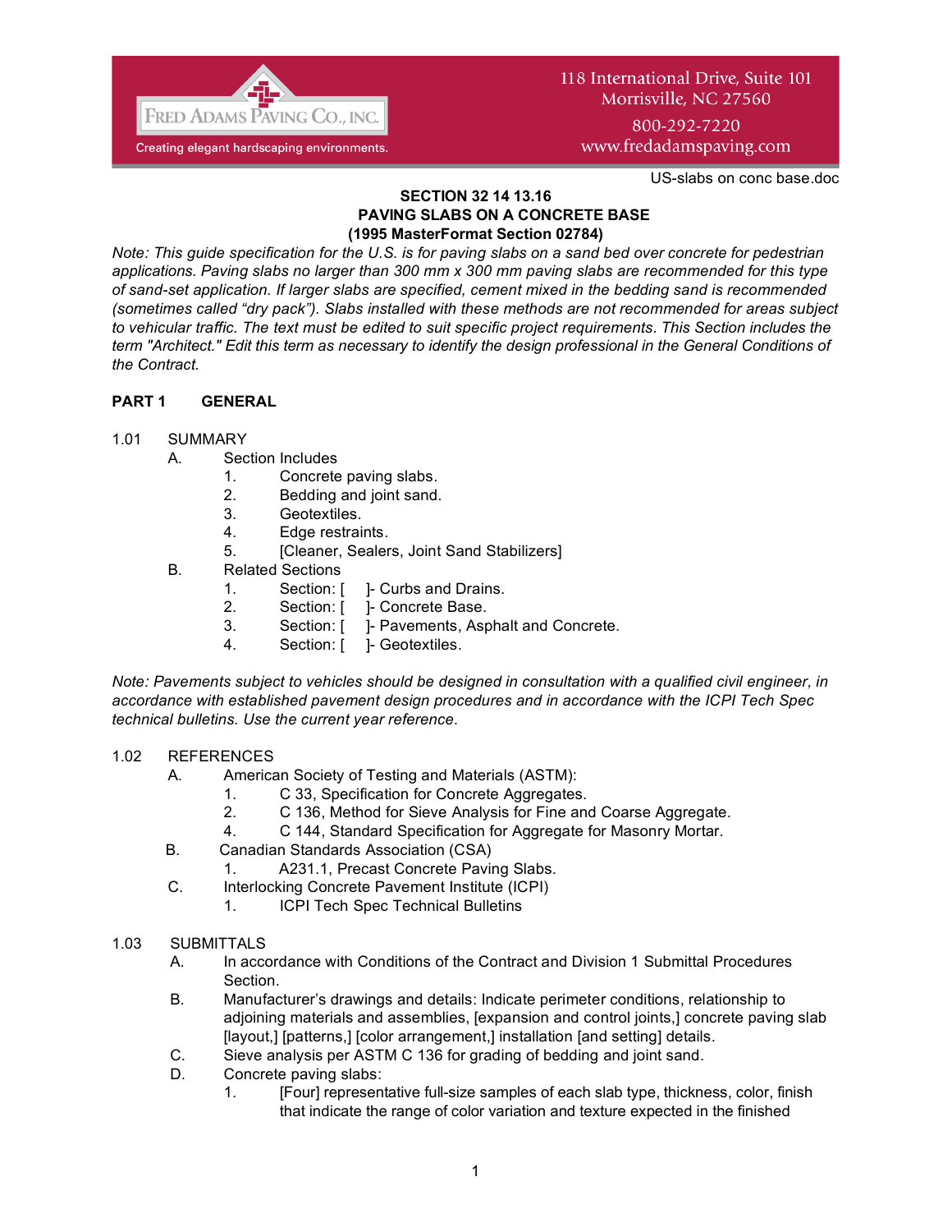Fred Adams Paving Co., Inc.
Creating elegant hardscaping environments.

118 International Drive, Suite 101
Morrisville, NC 27560
800-292-7220
www.fredadamspaving.com

US-slabs on conc base.doc

# SECTION 32 14 13.16
# PAVING SLABS ON A CONCRETE BASE
## (1995 MasterFormat Section 02784)

*Note: This guide specification for the U.S. is for paving slabs on a sand bed over concrete for pedestrian applications. Paving slabs no larger than 300 mm x 300 mm paving slabs are recommended for this type of sand-set application. If larger slabs are specified, cement mixed in the bedding sand is recommended (sometimes called "dry pack"). Slabs installed with these methods are not recommended for areas subject to vehicular traffic. The text must be edited to suit specific project requirements. This Section includes the term "Architect." Edit this term as necessary to identify the design professional in the General Conditions of the Contract.*

## PART 1 GENERAL

1.01 SUMMARY

A. Section Includes

1. Concrete paving slabs.
2. Bedding and joint sand.
3. Geotextiles.
4. Edge restraints.
5. [Cleaner, Sealers, Joint Sand Stabilizers]

B. Related Sections

1. Section: [ ]- Curbs and Drains.
2. Section: [ ]- Concrete Base.
3. Section: [ ]- Pavements, Asphalt and Concrete.
4. Section: [ ]- Geotextiles.

*Note: Pavements subject to vehicles should be designed in consultation with a qualified civil engineer, in accordance with established pavement design procedures and in accordance with the ICPI Tech Spec technical bulletins. Use the current year reference.*

1.02 REFERENCES

A. American Society of Testing and Materials (ASTM):

1. C 33, Specification for Concrete Aggregates.
2. C 136, Method for Sieve Analysis for Fine and Coarse Aggregate.
4. C 144, Standard Specification for Aggregate for Masonry Mortar.

B. Canadian Standards Association (CSA)

1. A231.1, Precast Concrete Paving Slabs.

C. Interlocking Concrete Pavement Institute (ICPI)

1. ICPI Tech Spec Technical Bulletins

1.03 SUBMITTALS

A. In accordance with Conditions of the Contract and Division 1 Submittal Procedures Section.

B. Manufacturer's drawings and details: Indicate perimeter conditions, relationship to adjoining materials and assemblies, [expansion and control joints,] concrete paving slab [layout,] [patterns,] [color arrangement,] installation [and setting] details.

C. Sieve analysis per ASTM C 136 for grading of bedding and joint sand.

D. Concrete paving slabs:

1. [Four] representative full-size samples of each slab type, thickness, color, finish that indicate the range of color variation and texture expected in the finished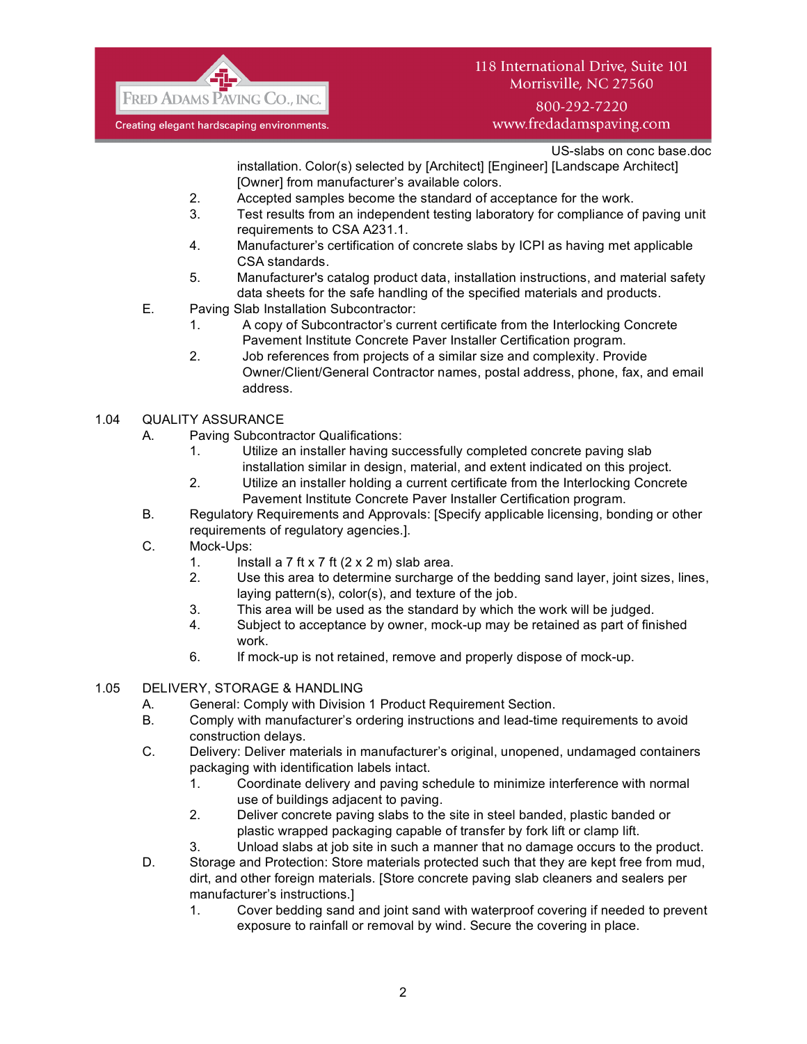installation. Color(s) selected by [Architect] [Engineer] [Landscape Architect] [Owner] from manufacturer's available colors.

2. Accepted samples become the standard of acceptance for the work.
3. Test results from an independent testing laboratory for compliance of paving unit requirements to CSA A231.1.
4. Manufacturer's certification of concrete slabs by ICPI as having met applicable CSA standards.
5. Manufacturer's catalog product data, installation instructions, and material safety data sheets for the safe handling of the specified materials and products.

E. Paving Slab Installation Subcontractor:
   1. A copy of Subcontractor's current certificate from the Interlocking Concrete Pavement Institute Concrete Paver Installer Certification program.
   2. Job references from projects of a similar size and complexity. Provide Owner/Client/General Contractor names, postal address, phone, fax, and email address.

## 1.04 QUALITY ASSURANCE

A. Paving Subcontractor Qualifications:
   1. Utilize an installer having successfully completed concrete paving slab installation similar in design, material, and extent indicated on this project.
   2. Utilize an installer holding a current certificate from the Interlocking Concrete Pavement Institute Concrete Paver Installer Certification program.

B. Regulatory Requirements and Approvals: [Specify applicable licensing, bonding or other requirements of regulatory agencies.].

C. Mock-Ups:
   1. Install a 7 ft x 7 ft (2 x 2 m) slab area.
   2. Use this area to determine surcharge of the bedding sand layer, joint sizes, lines, laying pattern(s), color(s), and texture of the job.
   3. This area will be used as the standard by which the work will be judged.
   4. Subject to acceptance by owner, mock-up may be retained as part of finished work.
   6. If mock-up is not retained, remove and properly dispose of mock-up.

## 1.05 DELIVERY, STORAGE & HANDLING

A. General: Comply with Division 1 Product Requirement Section.

B. Comply with manufacturer's ordering instructions and lead-time requirements to avoid construction delays.

C. Delivery: Deliver materials in manufacturer's original, unopened, undamaged containers packaging with identification labels intact.
   1. Coordinate delivery and paving schedule to minimize interference with normal use of buildings adjacent to paving.
   2. Deliver concrete paving slabs to the site in steel banded, plastic banded or plastic wrapped packaging capable of transfer by fork lift or clamp lift.
   3. Unload slabs at job site in such a manner that no damage occurs to the product.

D. Storage and Protection: Store materials protected such that they are kept free from mud, dirt, and other foreign materials. [Store concrete paving slab cleaners and sealers per manufacturer's instructions.]
   1. Cover bedding sand and joint sand with waterproof covering if needed to prevent exposure to rainfall or removal by wind. Secure the covering in place.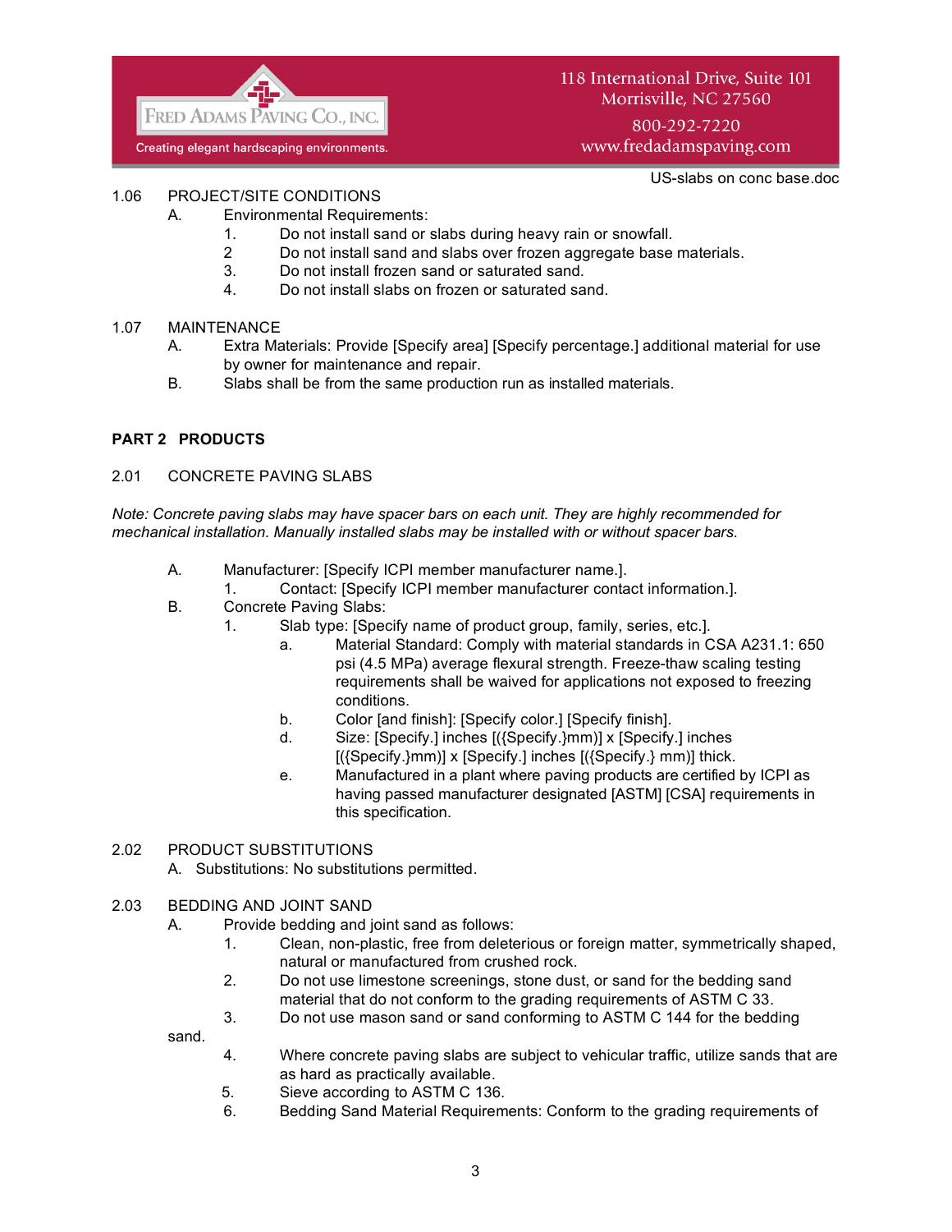## 1.06 PROJECT/SITE CONDITIONS

A. Environmental Requirements:

1. Do not install sand or slabs during heavy rain or snowfall.
2. Do not install sand and slabs over frozen aggregate base materials.
3. Do not install frozen sand or saturated sand.
4. Do not install slabs on frozen or saturated sand.

## 1.07 MAINTENANCE

A. Extra Materials: Provide [Specify area] [Specify percentage.] additional material for use by owner for maintenance and repair.

B. Slabs shall be from the same production run as installed materials.

# PART 2 PRODUCTS

## 2.01 CONCRETE PAVING SLABS

*Note: Concrete paving slabs may have spacer bars on each unit. They are highly recommended for mechanical installation. Manually installed slabs may be installed with or without spacer bars.*

A. Manufacturer: [Specify ICPI member manufacturer name.].

1. Contact: [Specify ICPI member manufacturer contact information.].

B. Concrete Paving Slabs:

1. Slab type: [Specify name of product group, family, series, etc.].
   - a. Material Standard: Comply with material standards in CSA A231.1: 650 psi (4.5 MPa) average flexural strength. Freeze-thaw scaling testing requirements shall be waived for applications not exposed to freezing conditions.
   - b. Color [and finish]: [Specify color.] [Specify finish].
   - d. Size: [Specify.] inches [({Specify.}mm)] x [Specify.] inches [({Specify.}mm)] x [Specify.] inches [({Specify.} mm)] thick.
   - e. Manufactured in a plant where paving products are certified by ICPI as having passed manufacturer designated [ASTM] [CSA] requirements in this specification.

## 2.02 PRODUCT SUBSTITUTIONS

A. Substitutions: No substitutions permitted.

## 2.03 BEDDING AND JOINT SAND

A. Provide bedding and joint sand as follows:

1. Clean, non-plastic, free from deleterious or foreign matter, symmetrically shaped, natural or manufactured from crushed rock.
2. Do not use limestone screenings, stone dust, or sand for the bedding sand material that do not conform to the grading requirements of ASTM C 33.
3. Do not use mason sand or sand conforming to ASTM C 144 for the bedding sand.
4. Where concrete paving slabs are subject to vehicular traffic, utilize sands that are as hard as practically available.
5. Sieve according to ASTM C 136.
6. Bedding Sand Material Requirements: Conform to the grading requirements of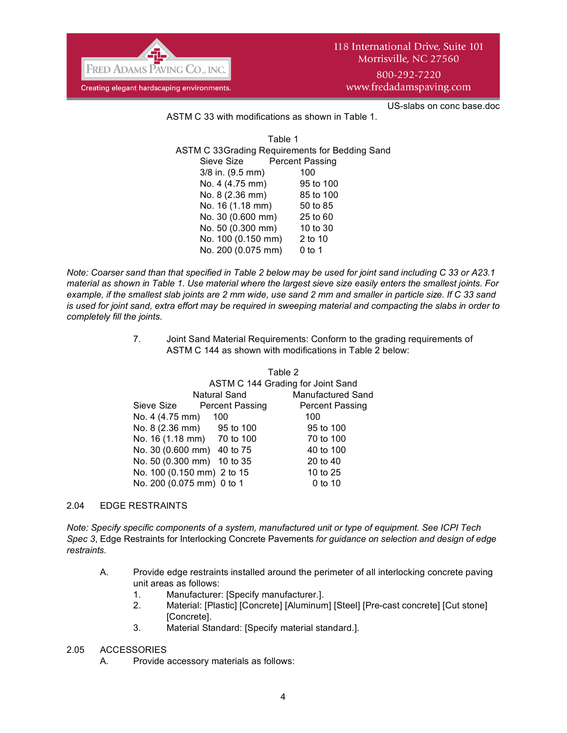ASTM C 33 with modifications as shown in Table 1.

Table 1
ASTM C 33Grading Requirements for Bedding Sand

| Sieve Size | Percent Passing |
|---|---|
| 3/8 in. (9.5 mm) | 100 |
| No. 4 (4.75 mm) | 95 to 100 |
| No. 8 (2.36 mm) | 85 to 100 |
| No. 16 (1.18 mm) | 50 to 85 |
| No. 30 (0.600 mm) | 25 to 60 |
| No. 50 (0.300 mm) | 10 to 30 |
| No. 100 (0.150 mm) | 2 to 10 |
| No. 200 (0.075 mm) | 0 to 1 |

*Note: Coarser sand than that specified in Table 2 below may be used for joint sand including C 33 or A23.1 material as shown in Table 1. Use material where the largest sieve size easily enters the smallest joints. For example, if the smallest slab joints are 2 mm wide, use sand 2 mm and smaller in particle size. If C 33 sand is used for joint sand, extra effort may be required in sweeping material and compacting the slabs in order to completely fill the joints.*

7. Joint Sand Material Requirements: Conform to the grading requirements of ASTM C 144 as shown with modifications in Table 2 below:

Table 2
ASTM C 144 Grading for Joint Sand

| | Natural Sand | Manufactured Sand |
|---|---|---|
| Sieve Size | Percent Passing | Percent Passing |
| No. 4 (4.75 mm) | 100 | 100 |
| No. 8 (2.36 mm) | 95 to 100 | 95 to 100 |
| No. 16 (1.18 mm) | 70 to 100 | 70 to 100 |
| No. 30 (0.600 mm) | 40 to 75 | 40 to 100 |
| No. 50 (0.300 mm) | 10 to 35 | 20 to 40 |
| No. 100 (0.150 mm) | 2 to 15 | 10 to 25 |
| No. 200 (0.075 mm) | 0 to 1 | 0 to 10 |

2.04 EDGE RESTRAINTS

*Note: Specify specific components of a system, manufactured unit or type of equipment. See ICPI Tech Spec 3,* Edge Restraints for Interlocking Concrete Pavements *for guidance on selection and design of edge restraints.*

A. Provide edge restraints installed around the perimeter of all interlocking concrete paving unit areas as follows:
   1. Manufacturer: [Specify manufacturer.].
   2. Material: [Plastic] [Concrete] [Aluminum] [Steel] [Pre-cast concrete] [Cut stone] [Concrete].
   3. Material Standard: [Specify material standard.].

2.05 ACCESSORIES

A. Provide accessory materials as follows: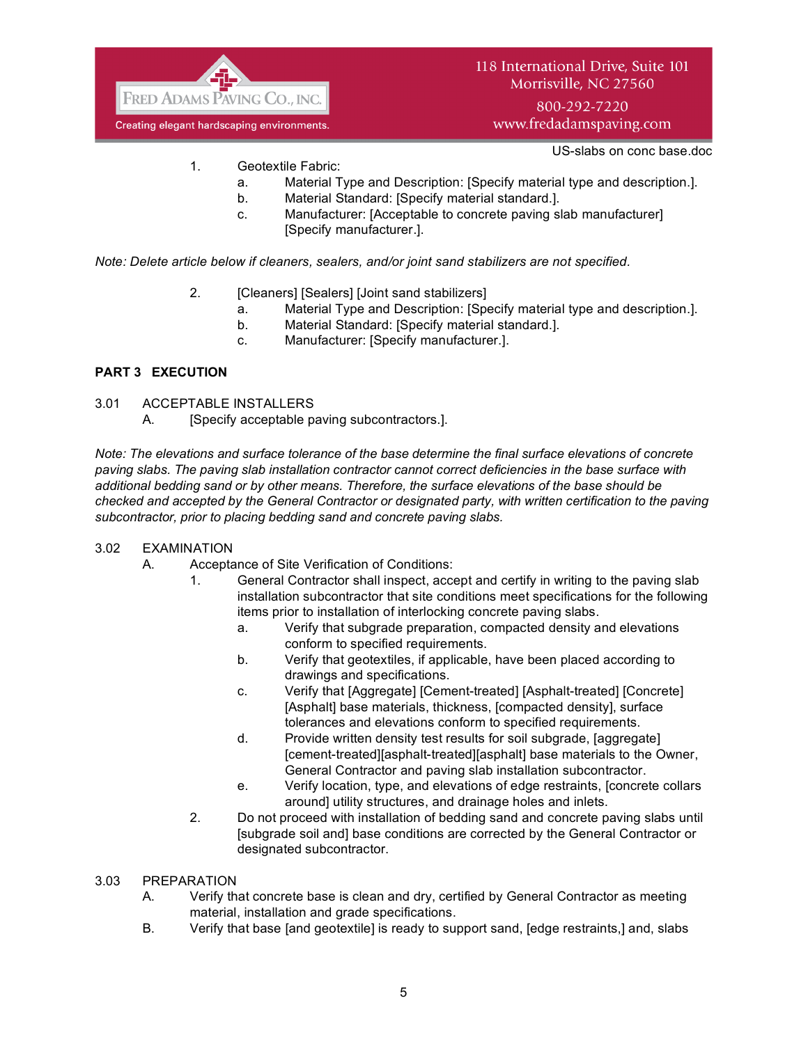1. Geotextile Fabric:
   a. Material Type and Description: [Specify material type and description.].
   b. Material Standard: [Specify material standard.].
   c. Manufacturer: [Acceptable to concrete paving slab manufacturer] [Specify manufacturer.].

*Note: Delete article below if cleaners, sealers, and/or joint sand stabilizers are not specified.*

2. [Cleaners] [Sealers] [Joint sand stabilizers]
   a. Material Type and Description: [Specify material type and description.].
   b. Material Standard: [Specify material standard.].
   c. Manufacturer: [Specify manufacturer.].

## PART 3 EXECUTION

### 3.01 ACCEPTABLE INSTALLERS

A. [Specify acceptable paving subcontractors.].

*Note: The elevations and surface tolerance of the base determine the final surface elevations of concrete paving slabs. The paving slab installation contractor cannot correct deficiencies in the base surface with additional bedding sand or by other means. Therefore, the surface elevations of the base should be checked and accepted by the General Contractor or designated party, with written certification to the paving subcontractor, prior to placing bedding sand and concrete paving slabs.*

### 3.02 EXAMINATION

A. Acceptance of Site Verification of Conditions:
   1. General Contractor shall inspect, accept and certify in writing to the paving slab installation subcontractor that site conditions meet specifications for the following items prior to installation of interlocking concrete paving slabs.
      a. Verify that subgrade preparation, compacted density and elevations conform to specified requirements.
      b. Verify that geotextiles, if applicable, have been placed according to drawings and specifications.
      c. Verify that [Aggregate] [Cement-treated] [Asphalt-treated] [Concrete] [Asphalt] base materials, thickness, [compacted density], surface tolerances and elevations conform to specified requirements.
      d. Provide written density test results for soil subgrade, [aggregate] [cement-treated][asphalt-treated][asphalt] base materials to the Owner, General Contractor and paving slab installation subcontractor.
      e. Verify location, type, and elevations of edge restraints, [concrete collars around] utility structures, and drainage holes and inlets.
   2. Do not proceed with installation of bedding sand and concrete paving slabs until [subgrade soil and] base conditions are corrected by the General Contractor or designated subcontractor.

### 3.03 PREPARATION

A. Verify that concrete base is clean and dry, certified by General Contractor as meeting material, installation and grade specifications.

B. Verify that base [and geotextile] is ready to support sand, [edge restraints,] and, slabs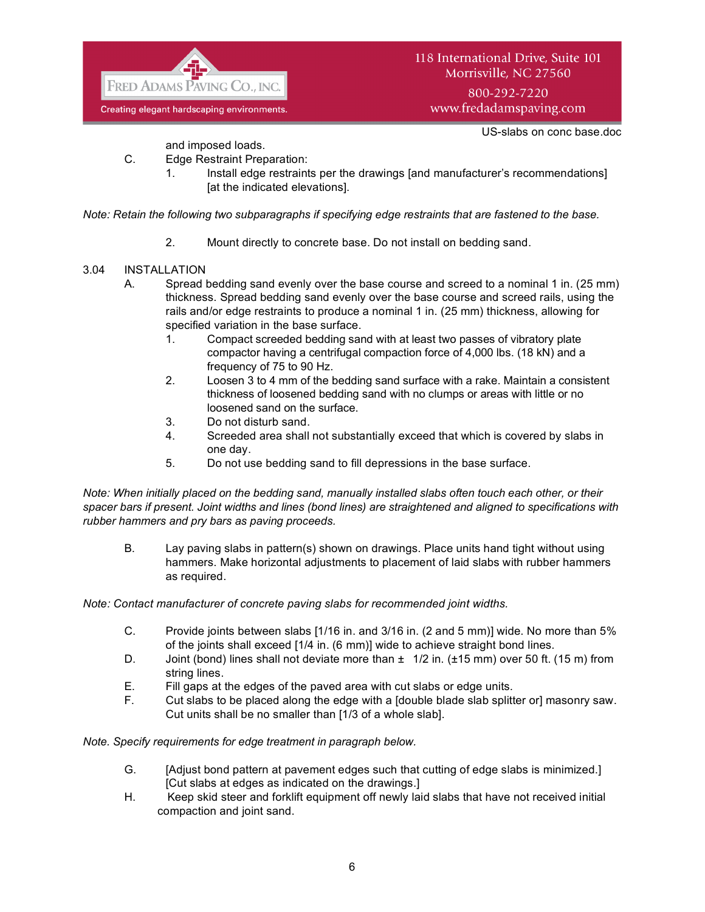and imposed loads.

C. Edge Restraint Preparation:

1. Install edge restraints per the drawings [and manufacturer's recommendations] [at the indicated elevations].

*Note: Retain the following two subparagraphs if specifying edge restraints that are fastened to the base.*

2. Mount directly to concrete base. Do not install on bedding sand.

3.04 INSTALLATION

A. Spread bedding sand evenly over the base course and screed to a nominal 1 in. (25 mm) thickness. Spread bedding sand evenly over the base course and screed rails, using the rails and/or edge restraints to produce a nominal 1 in. (25 mm) thickness, allowing for specified variation in the base surface.

1. Compact screeded bedding sand with at least two passes of vibratory plate compactor having a centrifugal compaction force of 4,000 lbs. (18 kN) and a frequency of 75 to 90 Hz.
2. Loosen 3 to 4 mm of the bedding sand surface with a rake. Maintain a consistent thickness of loosened bedding sand with no clumps or areas with little or no loosened sand on the surface.
3. Do not disturb sand.
4. Screeded area shall not substantially exceed that which is covered by slabs in one day.
5. Do not use bedding sand to fill depressions in the base surface.

*Note: When initially placed on the bedding sand, manually installed slabs often touch each other, or their spacer bars if present. Joint widths and lines (bond lines) are straightened and aligned to specifications with rubber hammers and pry bars as paving proceeds.*

B. Lay paving slabs in pattern(s) shown on drawings. Place units hand tight without using hammers. Make horizontal adjustments to placement of laid slabs with rubber hammers as required.

*Note: Contact manufacturer of concrete paving slabs for recommended joint widths.*

C. Provide joints between slabs [1/16 in. and 3/16 in. (2 and 5 mm)] wide. No more than 5% of the joints shall exceed [1/4 in. (6 mm)] wide to achieve straight bond lines.

D. Joint (bond) lines shall not deviate more than ± 1/2 in. (±15 mm) over 50 ft. (15 m) from string lines.

E. Fill gaps at the edges of the paved area with cut slabs or edge units.

F. Cut slabs to be placed along the edge with a [double blade slab splitter or] masonry saw. Cut units shall be no smaller than [1/3 of a whole slab].

*Note. Specify requirements for edge treatment in paragraph below.*

G. [Adjust bond pattern at pavement edges such that cutting of edge slabs is minimized.] [Cut slabs at edges as indicated on the drawings.]

H. Keep skid steer and forklift equipment off newly laid slabs that have not received initial compaction and joint sand.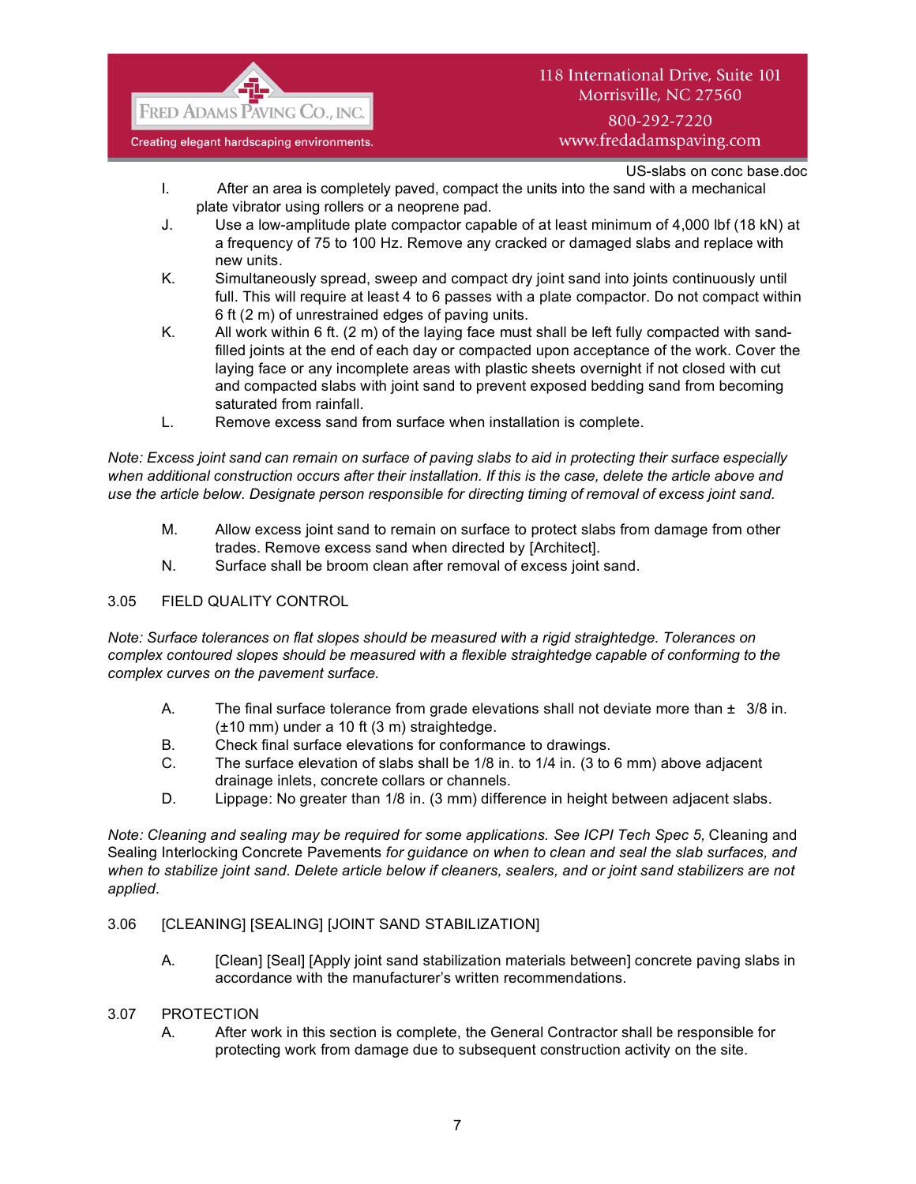I. After an area is completely paved, compact the units into the sand with a mechanical plate vibrator using rollers or a neoprene pad.

J. Use a low-amplitude plate compactor capable of at least minimum of 4,000 lbf (18 kN) at a frequency of 75 to 100 Hz. Remove any cracked or damaged slabs and replace with new units.

K. Simultaneously spread, sweep and compact dry joint sand into joints continuously until full. This will require at least 4 to 6 passes with a plate compactor. Do not compact within 6 ft (2 m) of unrestrained edges of paving units.

K. All work within 6 ft. (2 m) of the laying face must shall be left fully compacted with sand-filled joints at the end of each day or compacted upon acceptance of the work. Cover the laying face or any incomplete areas with plastic sheets overnight if not closed with cut and compacted slabs with joint sand to prevent exposed bedding sand from becoming saturated from rainfall.

L. Remove excess sand from surface when installation is complete.

*Note: Excess joint sand can remain on surface of paving slabs to aid in protecting their surface especially when additional construction occurs after their installation. If this is the case, delete the article above and use the article below. Designate person responsible for directing timing of removal of excess joint sand.*

M. Allow excess joint sand to remain on surface to protect slabs from damage from other trades. Remove excess sand when directed by [Architect].

N. Surface shall be broom clean after removal of excess joint sand.

3.05 FIELD QUALITY CONTROL

*Note: Surface tolerances on flat slopes should be measured with a rigid straightedge. Tolerances on complex contoured slopes should be measured with a flexible straightedge capable of conforming to the complex curves on the pavement surface.*

A. The final surface tolerance from grade elevations shall not deviate more than ± 3/8 in. (±10 mm) under a 10 ft (3 m) straightedge.

B. Check final surface elevations for conformance to drawings.

C. The surface elevation of slabs shall be 1/8 in. to 1/4 in. (3 to 6 mm) above adjacent drainage inlets, concrete collars or channels.

D. Lippage: No greater than 1/8 in. (3 mm) difference in height between adjacent slabs.

*Note: Cleaning and sealing may be required for some applications. See ICPI Tech Spec 5,* Cleaning and Sealing Interlocking Concrete Pavements *for guidance on when to clean and seal the slab surfaces, and when to stabilize joint sand. Delete article below if cleaners, sealers, and or joint sand stabilizers are not applied.*

3.06 [CLEANING] [SEALING] [JOINT SAND STABILIZATION]

A. [Clean] [Seal] [Apply joint sand stabilization materials between] concrete paving slabs in accordance with the manufacturer's written recommendations.

3.07 PROTECTION

A. After work in this section is complete, the General Contractor shall be responsible for protecting work from damage due to subsequent construction activity on the site.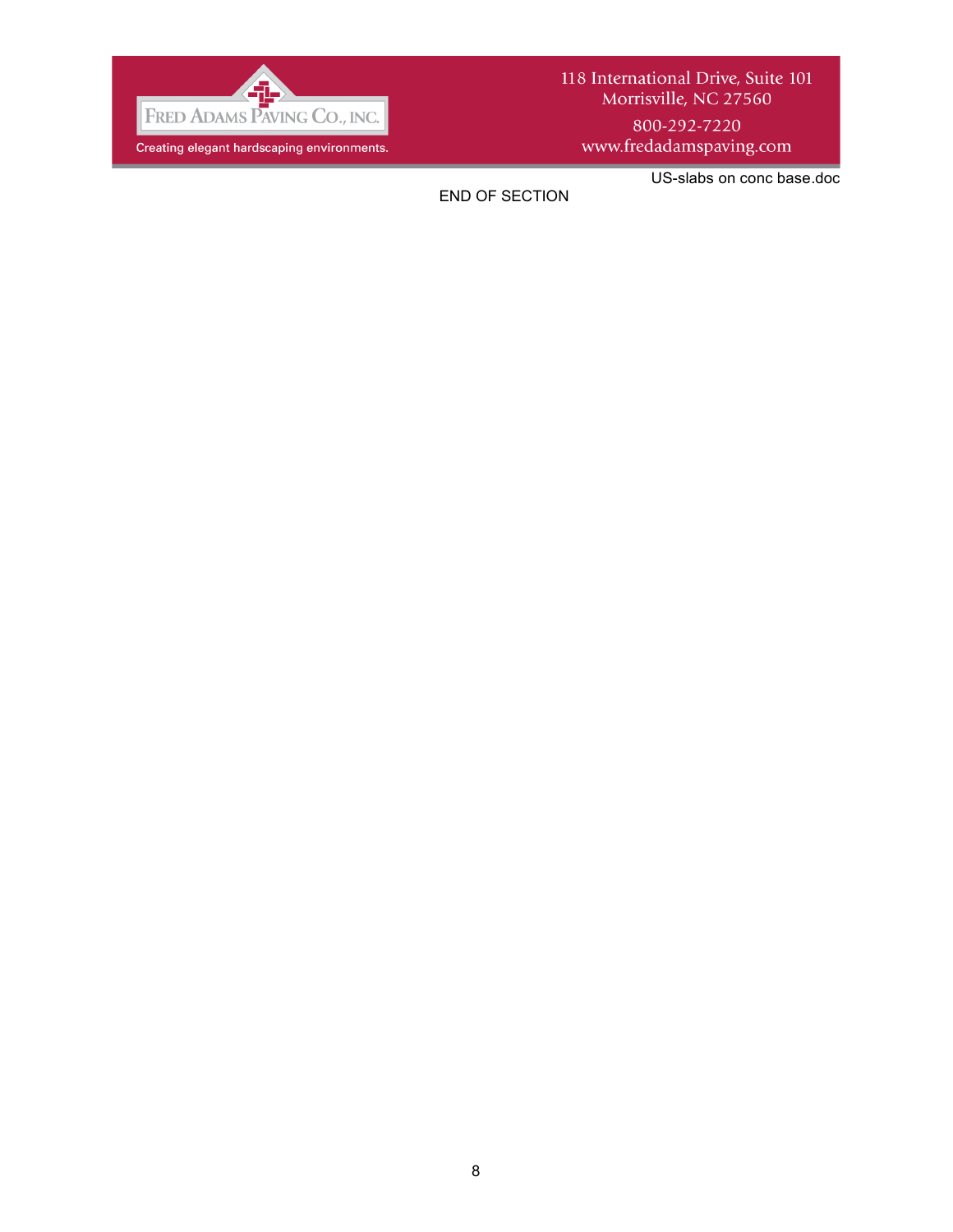END OF SECTION